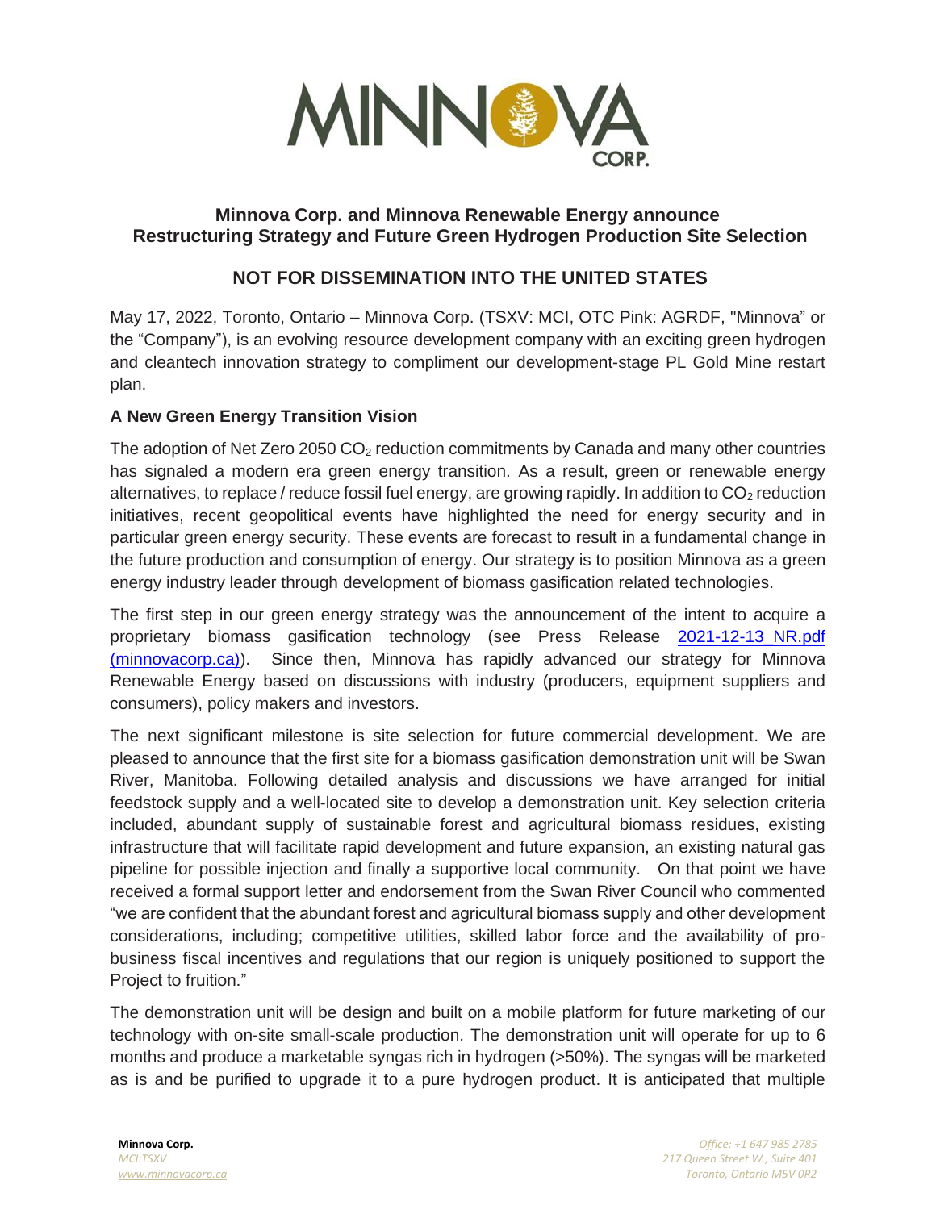## Minnova Corp. and Minnova Renewable Energy announce Restructuring Strategy and Future Green Hydrogen Production Site Selection

## NOT FOR DISSEMINATION INTO THE UNITED STATES

May 17, 2022, Toronto, Ontario – Minnova Corp. (TSXV: MCI, OTC Pink: AGRDF, "Minnova" or the "Company"), is an evolving resource development company with an exciting green hydrogen and cleantech innovation strategy to compliment our development-stage PL Gold Mine restart plan.

### A New Green Energy Transition Vision

The adoption of Net Zero 2050 $CO_2$ reduction commitments by Canada and many other countries has signaled a modern era green energy transition. As a result, green or renewable energy alternatives, to replace / reduce fossil fuel energy, are growing rapidly. In addition to $CO_2$ reduction initiatives, recent geopolitical events have highlighted the need for energy security and in particular green energy security. These events are forecast to result in a fundamental change in the future production and consumption of energy. Our strategy is to position Minnova as a green energy industry leader through development of biomass gasification related technologies.

The first step in our green energy strategy was the announcement of the intent to acquire a proprietary biomass gasification technology (see Press Release [2021-12-13 NR.pdf (minnovacorp.ca)](minnovacorp.ca)). Since then, Minnova has rapidly advanced our strategy for Minnova Renewable Energy based on discussions with industry (producers, equipment suppliers and consumers), policy makers and investors.

The next significant milestone is site selection for future commercial development. We are pleased to announce that the first site for a biomass gasification demonstration unit will be Swan River, Manitoba. Following detailed analysis and discussions we have arranged for initial feedstock supply and a well-located site to develop a demonstration unit. Key selection criteria included, abundant supply of sustainable forest and agricultural biomass residues, existing infrastructure that will facilitate rapid development and future expansion, an existing natural gas pipeline for possible injection and finally a supportive local community. On that point we have received a formal support letter and endorsement from the Swan River Council who commented "we are confident that the abundant forest and agricultural biomass supply and other development considerations, including; competitive utilities, skilled labor force and the availability of pro-business fiscal incentives and regulations that our region is uniquely positioned to support the Project to fruition."

The demonstration unit will be design and built on a mobile platform for future marketing of our technology with on-site small-scale production. The demonstration unit will operate for up to 6 months and produce a marketable syngas rich in hydrogen (>50%). The syngas will be marketed as is and be purified to upgrade it to a pure hydrogen product. It is anticipated that multiple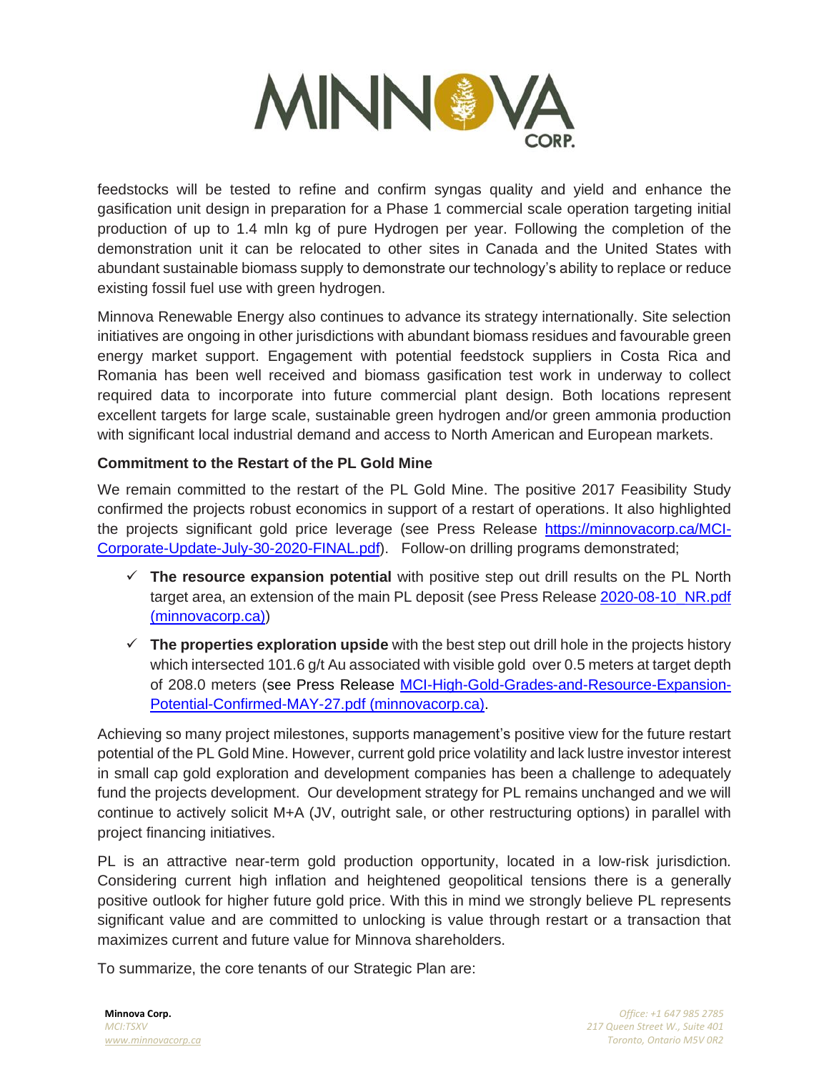feedstocks will be tested to refine and confirm syngas quality and yield and enhance the gasification unit design in preparation for a Phase 1 commercial scale operation targeting initial production of up to 1.4 mln kg of pure Hydrogen per year. Following the completion of the demonstration unit it can be relocated to other sites in Canada and the United States with abundant sustainable biomass supply to demonstrate our technology's ability to replace or reduce existing fossil fuel use with green hydrogen.

Minnova Renewable Energy also continues to advance its strategy internationally. Site selection initiatives are ongoing in other jurisdictions with abundant biomass residues and favourable green energy market support. Engagement with potential feedstock suppliers in Costa Rica and Romania has been well received and biomass gasification test work in underway to collect required data to incorporate into future commercial plant design. Both locations represent excellent targets for large scale, sustainable green hydrogen and/or green ammonia production with significant local industrial demand and access to North American and European markets.

**Commitment to the Restart of the PL Gold Mine**

We remain committed to the restart of the PL Gold Mine. The positive 2017 Feasibility Study confirmed the projects robust economics in support of a restart of operations. It also highlighted the projects significant gold price leverage (see Press Release [https://minnovacorp.ca/MCI-Corporate-Update-July-30-2020-FINAL.pdf](https://minnovacorp.ca/MCI-Corporate-Update-July-30-2020-FINAL.pdf)). Follow-on drilling programs demonstrated;

- ✓ **The resource expansion potential** with positive step out drill results on the PL North target area, an extension of the main PL deposit (see Press Release [2020-08-10_NR.pdf (minnovacorp.ca)](2020-08-10_NR.pdf))
- ✓ **The properties exploration upside** with the best step out drill hole in the projects history which intersected 101.6 g/t Au associated with visible gold over 0.5 meters at target depth of 208.0 meters (see Press Release [MCI-High-Gold-Grades-and-Resource-Expansion-Potential-Confirmed-MAY-27.pdf (minnovacorp.ca)](MCI-High-Gold-Grades-and-Resource-Expansion-Potential-Confirmed-MAY-27.pdf)).

Achieving so many project milestones, supports management's positive view for the future restart potential of the PL Gold Mine. However, current gold price volatility and lack lustre investor interest in small cap gold exploration and development companies has been a challenge to adequately fund the projects development. Our development strategy for PL remains unchanged and we will continue to actively solicit M+A (JV, outright sale, or other restructuring options) in parallel with project financing initiatives.

PL is an attractive near-term gold production opportunity, located in a low-risk jurisdiction. Considering current high inflation and heightened geopolitical tensions there is a generally positive outlook for higher future gold price. With this in mind we strongly believe PL represents significant value and are committed to unlocking is value through restart or a transaction that maximizes current and future value for Minnova shareholders.

To summarize, the core tenants of our Strategic Plan are: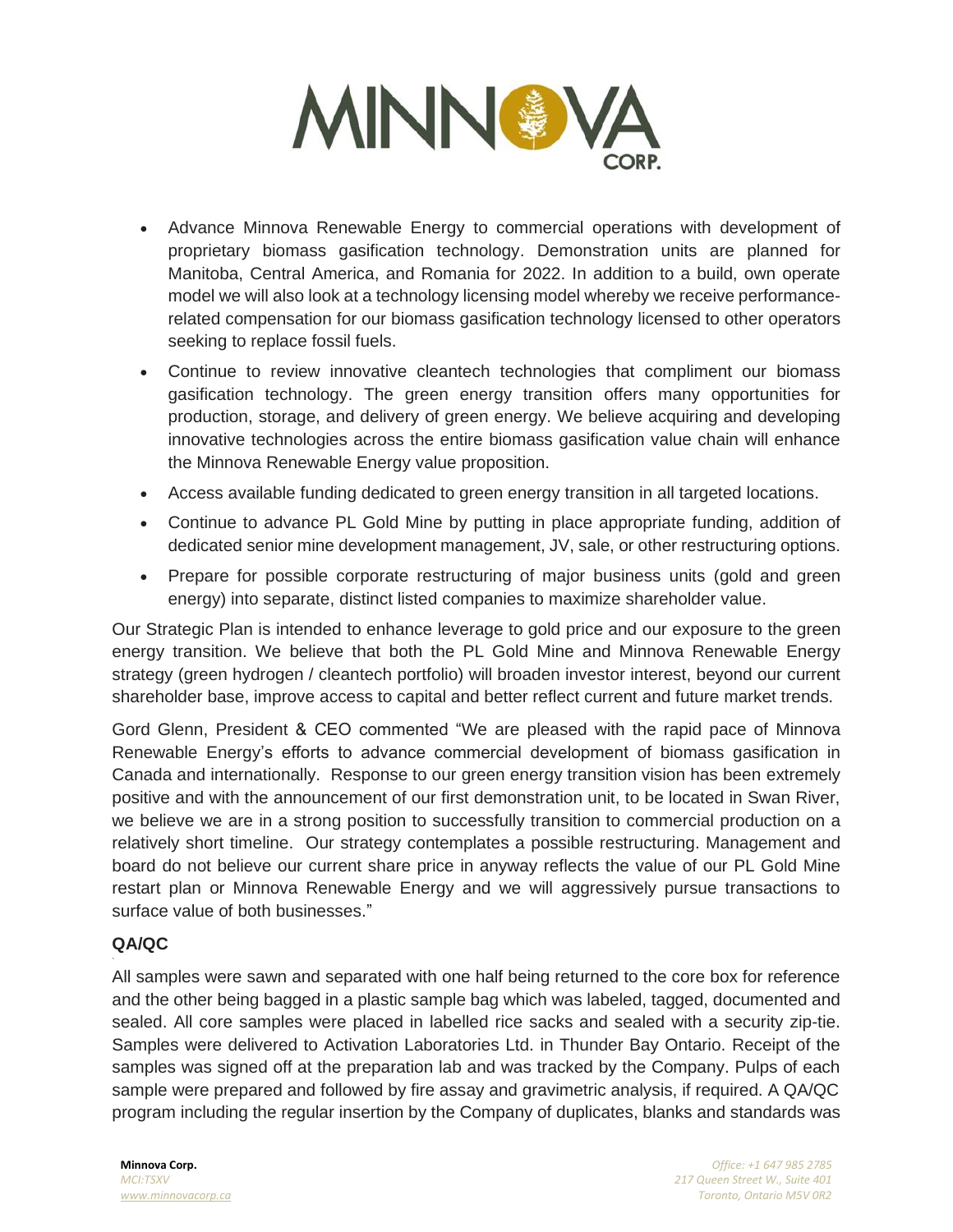- Advance Minnova Renewable Energy to commercial operations with development of proprietary biomass gasification technology. Demonstration units are planned for Manitoba, Central America, and Romania for 2022. In addition to a build, own operate model we will also look at a technology licensing model whereby we receive performance-related compensation for our biomass gasification technology licensed to other operators seeking to replace fossil fuels.
- Continue to review innovative cleantech technologies that compliment our biomass gasification technology. The green energy transition offers many opportunities for production, storage, and delivery of green energy. We believe acquiring and developing innovative technologies across the entire biomass gasification value chain will enhance the Minnova Renewable Energy value proposition.
- Access available funding dedicated to green energy transition in all targeted locations.
- Continue to advance PL Gold Mine by putting in place appropriate funding, addition of dedicated senior mine development management, JV, sale, or other restructuring options.
- Prepare for possible corporate restructuring of major business units (gold and green energy) into separate, distinct listed companies to maximize shareholder value.

Our Strategic Plan is intended to enhance leverage to gold price and our exposure to the green energy transition. We believe that both the PL Gold Mine and Minnova Renewable Energy strategy (green hydrogen / cleantech portfolio) will broaden investor interest, beyond our current shareholder base, improve access to capital and better reflect current and future market trends.

Gord Glenn, President & CEO commented "We are pleased with the rapid pace of Minnova Renewable Energy's efforts to advance commercial development of biomass gasification in Canada and internationally. Response to our green energy transition vision has been extremely positive and with the announcement of our first demonstration unit, to be located in Swan River, we believe we are in a strong position to successfully transition to commercial production on a relatively short timeline. Our strategy contemplates a possible restructuring. Management and board do not believe our current share price in anyway reflects the value of our PL Gold Mine restart plan or Minnova Renewable Energy and we will aggressively pursue transactions to surface value of both businesses."

**QA/QC**

All samples were sawn and separated with one half being returned to the core box for reference and the other being bagged in a plastic sample bag which was labeled, tagged, documented and sealed. All core samples were placed in labelled rice sacks and sealed with a security zip-tie. Samples were delivered to Activation Laboratories Ltd. in Thunder Bay Ontario. Receipt of the samples was signed off at the preparation lab and was tracked by the Company. Pulps of each sample were prepared and followed by fire assay and gravimetric analysis, if required. A QA/QC program including the regular insertion by the Company of duplicates, blanks and standards was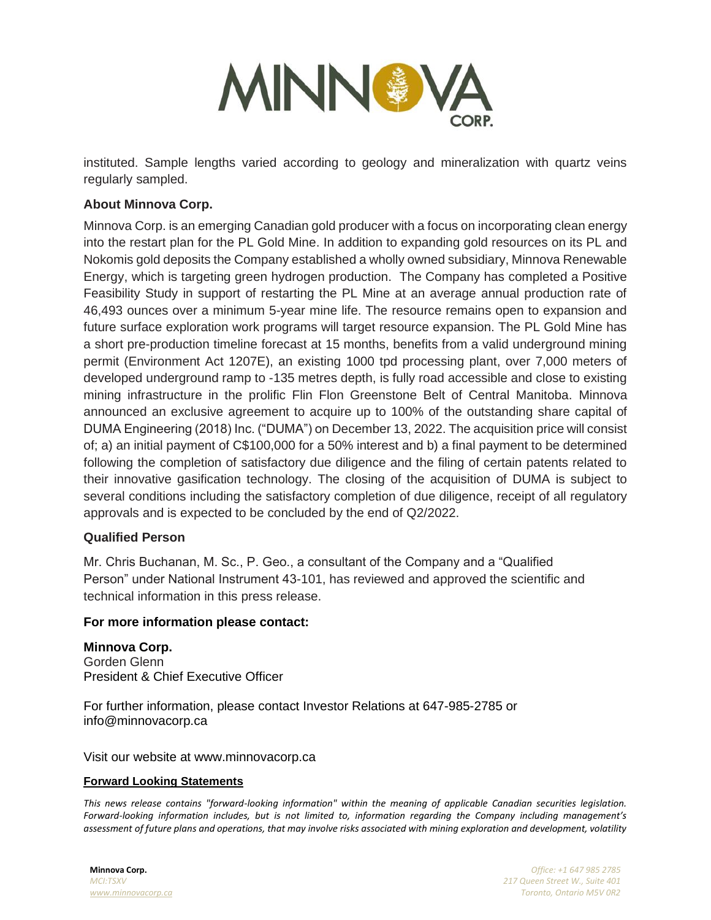instituted. Sample lengths varied according to geology and mineralization with quartz veins regularly sampled.

### About Minnova Corp.

Minnova Corp. is an emerging Canadian gold producer with a focus on incorporating clean energy into the restart plan for the PL Gold Mine. In addition to expanding gold resources on its PL and Nokomis gold deposits the Company established a wholly owned subsidiary, Minnova Renewable Energy, which is targeting green hydrogen production. The Company has completed a Positive Feasibility Study in support of restarting the PL Mine at an average annual production rate of 46,493 ounces over a minimum 5-year mine life. The resource remains open to expansion and future surface exploration work programs will target resource expansion. The PL Gold Mine has a short pre-production timeline forecast at 15 months, benefits from a valid underground mining permit (Environment Act 1207E), an existing 1000 tpd processing plant, over 7,000 meters of developed underground ramp to -135 metres depth, is fully road accessible and close to existing mining infrastructure in the prolific Flin Flon Greenstone Belt of Central Manitoba. Minnova announced an exclusive agreement to acquire up to 100% of the outstanding share capital of DUMA Engineering (2018) Inc. ("DUMA") on December 13, 2022. The acquisition price will consist of; a) an initial payment of C$100,000 for a 50% interest and b) a final payment to be determined following the completion of satisfactory due diligence and the filing of certain patents related to their innovative gasification technology. The closing of the acquisition of DUMA is subject to several conditions including the satisfactory completion of due diligence, receipt of all regulatory approvals and is expected to be concluded by the end of Q2/2022.

### Qualified Person

Mr. Chris Buchanan, M. Sc., P. Geo., a consultant of the Company and a "Qualified Person" under National Instrument 43-101, has reviewed and approved the scientific and technical information in this press release.

### For more information please contact:

**Minnova Corp.**
Gorden Glenn
President & Chief Executive Officer

For further information, please contact Investor Relations at 647-985-2785 or info@minnovacorp.ca

Visit our website at www.minnovacorp.ca

**Forward Looking Statements**

*This news release contains "forward-looking information" within the meaning of applicable Canadian securities legislation. Forward-looking information includes, but is not limited to, information regarding the Company including management's assessment of future plans and operations, that may involve risks associated with mining exploration and development, volatility*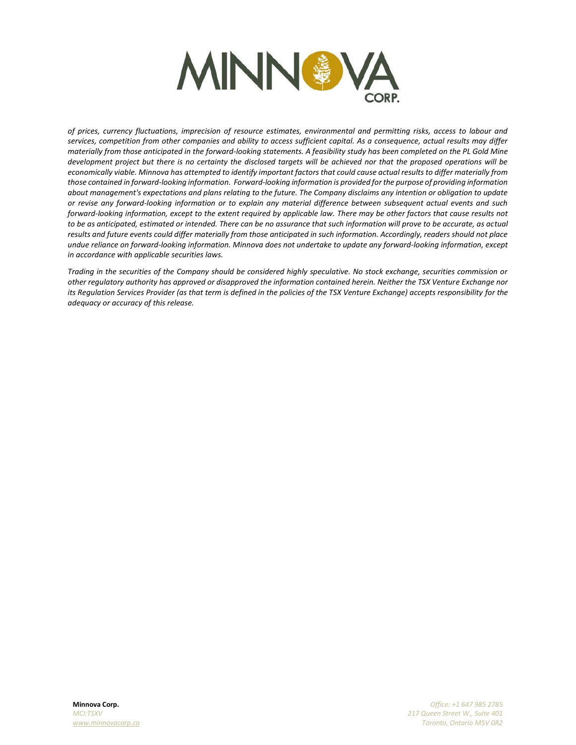*of prices, currency fluctuations, imprecision of resource estimates, environmental and permitting risks, access to labour and services, competition from other companies and ability to access sufficient capital. As a consequence, actual results may differ materially from those anticipated in the forward-looking statements. A feasibility study has been completed on the PL Gold Mine development project but there is no certainty the disclosed targets will be achieved nor that the proposed operations will be economically viable. Minnova has attempted to identify important factors that could cause actual results to differ materially from those contained in forward-looking information. Forward-looking information is provided for the purpose of providing information about management's expectations and plans relating to the future. The Company disclaims any intention or obligation to update or revise any forward-looking information or to explain any material difference between subsequent actual events and such forward-looking information, except to the extent required by applicable law. There may be other factors that cause results not to be as anticipated, estimated or intended. There can be no assurance that such information will prove to be accurate, as actual results and future events could differ materially from those anticipated in such information. Accordingly, readers should not place undue reliance on forward-looking information. Minnova does not undertake to update any forward-looking information, except in accordance with applicable securities laws.*

*Trading in the securities of the Company should be considered highly speculative. No stock exchange, securities commission or other regulatory authority has approved or disapproved the information contained herein. Neither the TSX Venture Exchange nor its Regulation Services Provider (as that term is defined in the policies of the TSX Venture Exchange) accepts responsibility for the adequacy or accuracy of this release.*